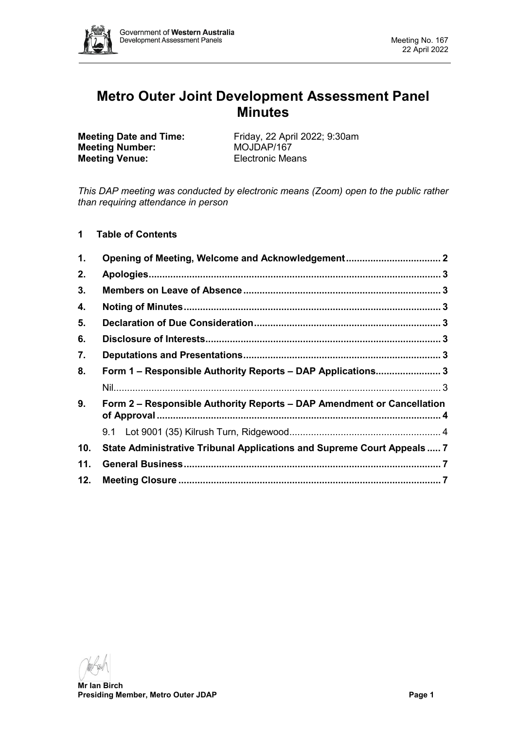# Metro Outer Joint Development Assessment Panel Minutes

**Meeting Date and Time:** Friday, 22 April 2022; 9:30am
**Meeting Number:** MOJDAP/167
**Meeting Venue:** Electronic Means

*This DAP meeting was conducted by electronic means (Zoom) open to the public rather than requiring attendance in person*

## 1 Table of Contents

| | | |
|---|---|---|
| **1.** | **Opening of Meeting, Welcome and Acknowledgement** | **2** |
| **2.** | **Apologies** | **3** |
| **3.** | **Members on Leave of Absence** | **3** |
| **4.** | **Noting of Minutes** | **3** |
| **5.** | **Declaration of Due Consideration** | **3** |
| **6.** | **Disclosure of Interests** | **3** |
| **7.** | **Deputations and Presentations** | **3** |
| **8.** | **Form 1 – Responsible Authority Reports – DAP Applications** | **3** |
| | Nil | 3 |
| **9.** | **Form 2 – Responsible Authority Reports – DAP Amendment or Cancellation of Approval** | **4** |
| | 9.1 Lot 9001 (35) Kilrush Turn, Ridgewood | 4 |
| **10.** | **State Administrative Tribunal Applications and Supreme Court Appeals** | **7** |
| **11.** | **General Business** | **7** |
| **12.** | **Meeting Closure** | **7** |

**Mr Ian Birch**
**Presiding Member, Metro Outer JDAP**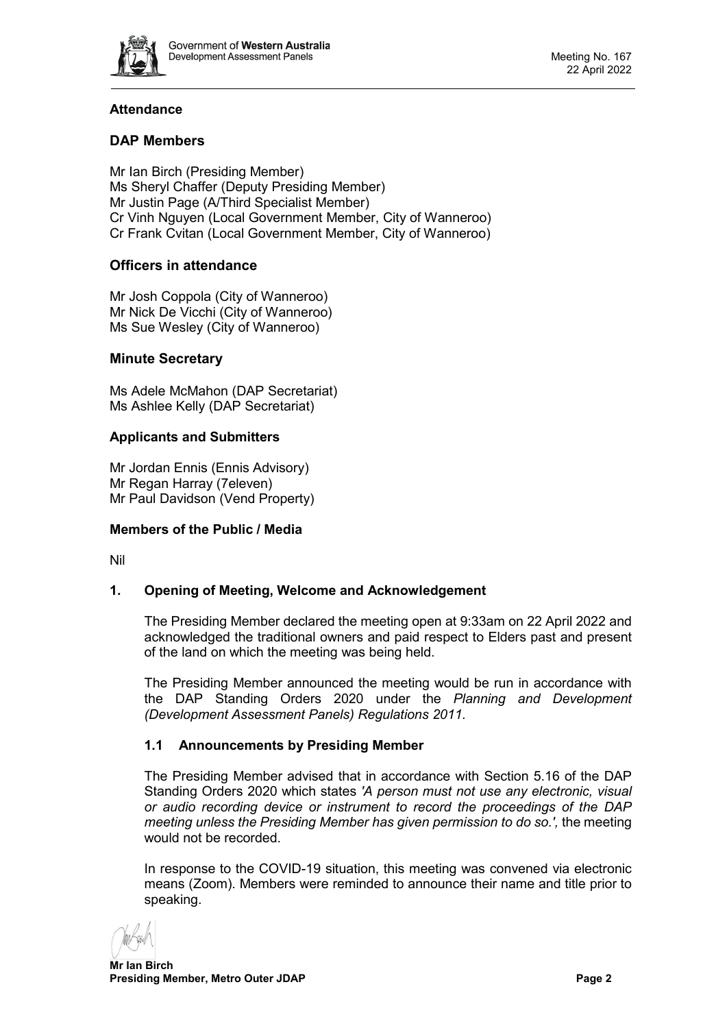## Attendance

### DAP Members

Mr Ian Birch (Presiding Member)
Ms Sheryl Chaffer (Deputy Presiding Member)
Mr Justin Page (A/Third Specialist Member)
Cr Vinh Nguyen (Local Government Member, City of Wanneroo)
Cr Frank Cvitan (Local Government Member, City of Wanneroo)

### Officers in attendance

Mr Josh Coppola (City of Wanneroo)
Mr Nick De Vicchi (City of Wanneroo)
Ms Sue Wesley (City of Wanneroo)

### Minute Secretary

Ms Adele McMahon (DAP Secretariat)
Ms Ashlee Kelly (DAP Secretariat)

### Applicants and Submitters

Mr Jordan Ennis (Ennis Advisory)
Mr Regan Harray (7eleven)
Mr Paul Davidson (Vend Property)

### Members of the Public / Media

Nil

## 1. Opening of Meeting, Welcome and Acknowledgement

The Presiding Member declared the meeting open at 9:33am on 22 April 2022 and acknowledged the traditional owners and paid respect to Elders past and present of the land on which the meeting was being held.

The Presiding Member announced the meeting would be run in accordance with the DAP Standing Orders 2020 under the *Planning and Development (Development Assessment Panels) Regulations 2011.*

### 1.1 Announcements by Presiding Member

The Presiding Member advised that in accordance with Section 5.16 of the DAP Standing Orders 2020 which states *'A person must not use any electronic, visual or audio recording device or instrument to record the proceedings of the DAP meeting unless the Presiding Member has given permission to do so.',* the meeting would not be recorded.

In response to the COVID-19 situation, this meeting was convened via electronic means (Zoom). Members were reminded to announce their name and title prior to speaking.

**Mr Ian Birch**
**Presiding Member, Metro Outer JDAP**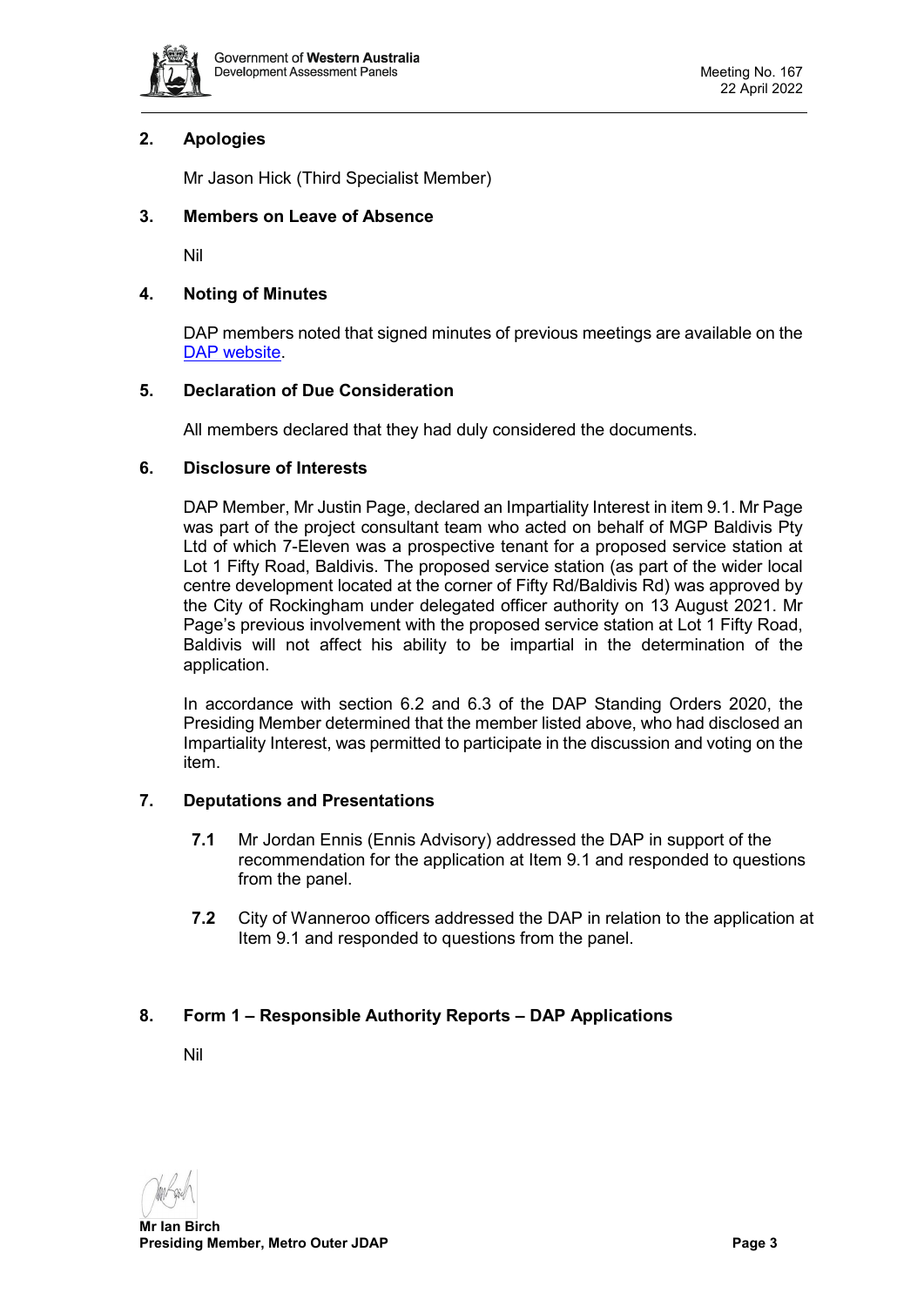## 2. Apologies

Mr Jason Hick (Third Specialist Member)

## 3. Members on Leave of Absence

Nil

## 4. Noting of Minutes

DAP members noted that signed minutes of previous meetings are available on the DAP website.

## 5. Declaration of Due Consideration

All members declared that they had duly considered the documents.

## 6. Disclosure of Interests

DAP Member, Mr Justin Page, declared an Impartiality Interest in item 9.1. Mr Page was part of the project consultant team who acted on behalf of MGP Baldivis Pty Ltd of which 7-Eleven was a prospective tenant for a proposed service station at Lot 1 Fifty Road, Baldivis. The proposed service station (as part of the wider local centre development located at the corner of Fifty Rd/Baldivis Rd) was approved by the City of Rockingham under delegated officer authority on 13 August 2021. Mr Page's previous involvement with the proposed service station at Lot 1 Fifty Road, Baldivis will not affect his ability to be impartial in the determination of the application.

In accordance with section 6.2 and 6.3 of the DAP Standing Orders 2020, the Presiding Member determined that the member listed above, who had disclosed an Impartiality Interest, was permitted to participate in the discussion and voting on the item.

## 7. Deputations and Presentations

**7.1** Mr Jordan Ennis (Ennis Advisory) addressed the DAP in support of the recommendation for the application at Item 9.1 and responded to questions from the panel.

**7.2** City of Wanneroo officers addressed the DAP in relation to the application at Item 9.1 and responded to questions from the panel.

## 8. Form 1 – Responsible Authority Reports – DAP Applications

Nil

**Mr Ian Birch**
**Presiding Member, Metro Outer JDAP**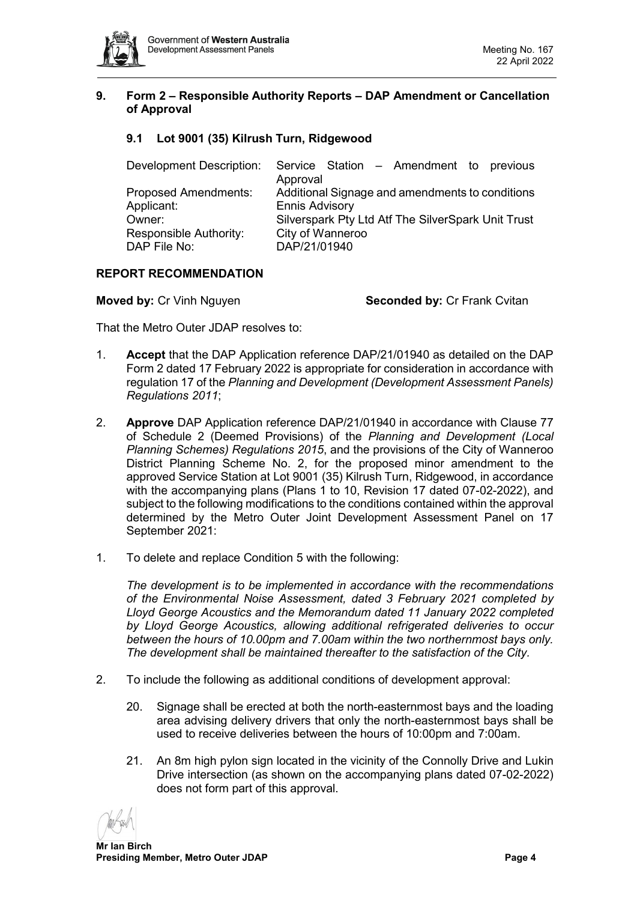## 9. Form 2 – Responsible Authority Reports – DAP Amendment or Cancellation of Approval

### 9.1 Lot 9001 (35) Kilrush Turn, Ridgewood

| | |
|---|---|
| Development Description: | Service Station – Amendment to previous Approval |
| Proposed Amendments: | Additional Signage and amendments to conditions |
| Applicant: | Ennis Advisory |
| Owner: | Silverspark Pty Ltd Atf The SilverSpark Unit Trust |
| Responsible Authority: | City of Wanneroo |
| DAP File No: | DAP/21/01940 |

**REPORT RECOMMENDATION**

**Moved by:** Cr Vinh Nguyen **Seconded by:** Cr Frank Cvitan

That the Metro Outer JDAP resolves to:

1. **Accept** that the DAP Application reference DAP/21/01940 as detailed on the DAP Form 2 dated 17 February 2022 is appropriate for consideration in accordance with regulation 17 of the *Planning and Development (Development Assessment Panels) Regulations 2011*;

2. **Approve** DAP Application reference DAP/21/01940 in accordance with Clause 77 of Schedule 2 (Deemed Provisions) of the *Planning and Development (Local Planning Schemes) Regulations 2015*, and the provisions of the City of Wanneroo District Planning Scheme No. 2, for the proposed minor amendment to the approved Service Station at Lot 9001 (35) Kilrush Turn, Ridgewood, in accordance with the accompanying plans (Plans 1 to 10, Revision 17 dated 07-02-2022), and subject to the following modifications to the conditions contained within the approval determined by the Metro Outer Joint Development Assessment Panel on 17 September 2021:

1. To delete and replace Condition 5 with the following:

   *The development is to be implemented in accordance with the recommendations of the Environmental Noise Assessment, dated 3 February 2021 completed by Lloyd George Acoustics and the Memorandum dated 11 January 2022 completed by Lloyd George Acoustics, allowing additional refrigerated deliveries to occur between the hours of 10.00pm and 7.00am within the two northernmost bays only. The development shall be maintained thereafter to the satisfaction of the City.*

2. To include the following as additional conditions of development approval:

   20. Signage shall be erected at both the north-easternmost bays and the loading area advising delivery drivers that only the north-easternmost bays shall be used to receive deliveries between the hours of 10:00pm and 7:00am.

   21. An 8m high pylon sign located in the vicinity of the Connolly Drive and Lukin Drive intersection (as shown on the accompanying plans dated 07-02-2022) does not form part of this approval.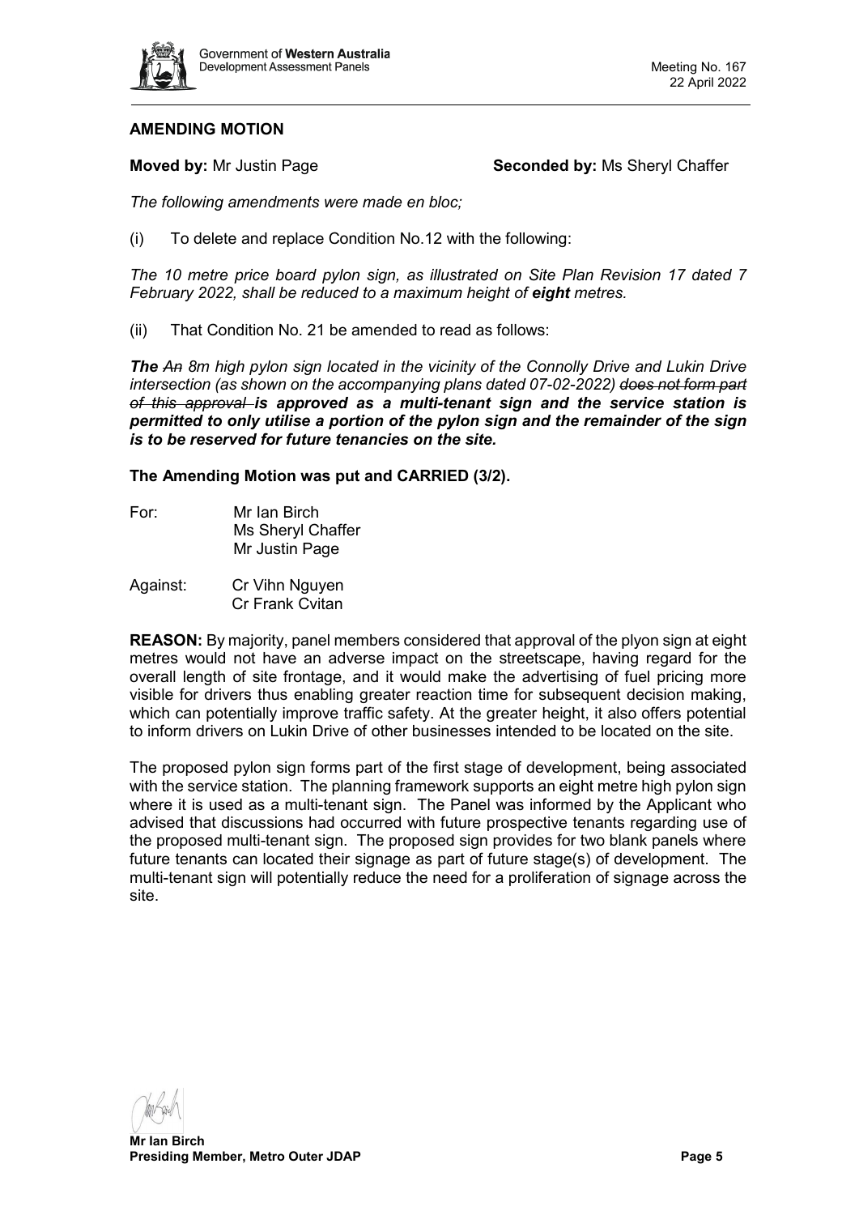**AMENDING MOTION**

**Moved by:** Mr Justin Page **Seconded by:** Ms Sheryl Chaffer

*The following amendments were made en bloc;*

(i) To delete and replace Condition No.12 with the following:

*The 10 metre price board pylon sign, as illustrated on Site Plan Revision 17 dated 7 February 2022, shall be reduced to a maximum height of **eight** metres.*

(ii) That Condition No. 21 be amended to read as follows:

***The*** *~~An~~ 8m high pylon sign located in the vicinity of the Connolly Drive and Lukin Drive intersection (as shown on the accompanying plans dated 07-02-2022) ~~does not form part of this approval~~ **is approved as a multi-tenant sign and the service station is permitted to only utilise a portion of the pylon sign and the remainder of the sign is to be reserved for future tenancies on the site.***

**The Amending Motion was put and CARRIED (3/2).**

For: Mr Ian Birch
Ms Sheryl Chaffer
Mr Justin Page

Against: Cr Vihn Nguyen
Cr Frank Cvitan

**REASON:** By majority, panel members considered that approval of the plyon sign at eight metres would not have an adverse impact on the streetscape, having regard for the overall length of site frontage, and it would make the advertising of fuel pricing more visible for drivers thus enabling greater reaction time for subsequent decision making, which can potentially improve traffic safety. At the greater height, it also offers potential to inform drivers on Lukin Drive of other businesses intended to be located on the site.

The proposed pylon sign forms part of the first stage of development, being associated with the service station. The planning framework supports an eight metre high pylon sign where it is used as a multi-tenant sign. The Panel was informed by the Applicant who advised that discussions had occurred with future prospective tenants regarding use of the proposed multi-tenant sign. The proposed sign provides for two blank panels where future tenants can located their signage as part of future stage(s) of development. The multi-tenant sign will potentially reduce the need for a proliferation of signage across the site.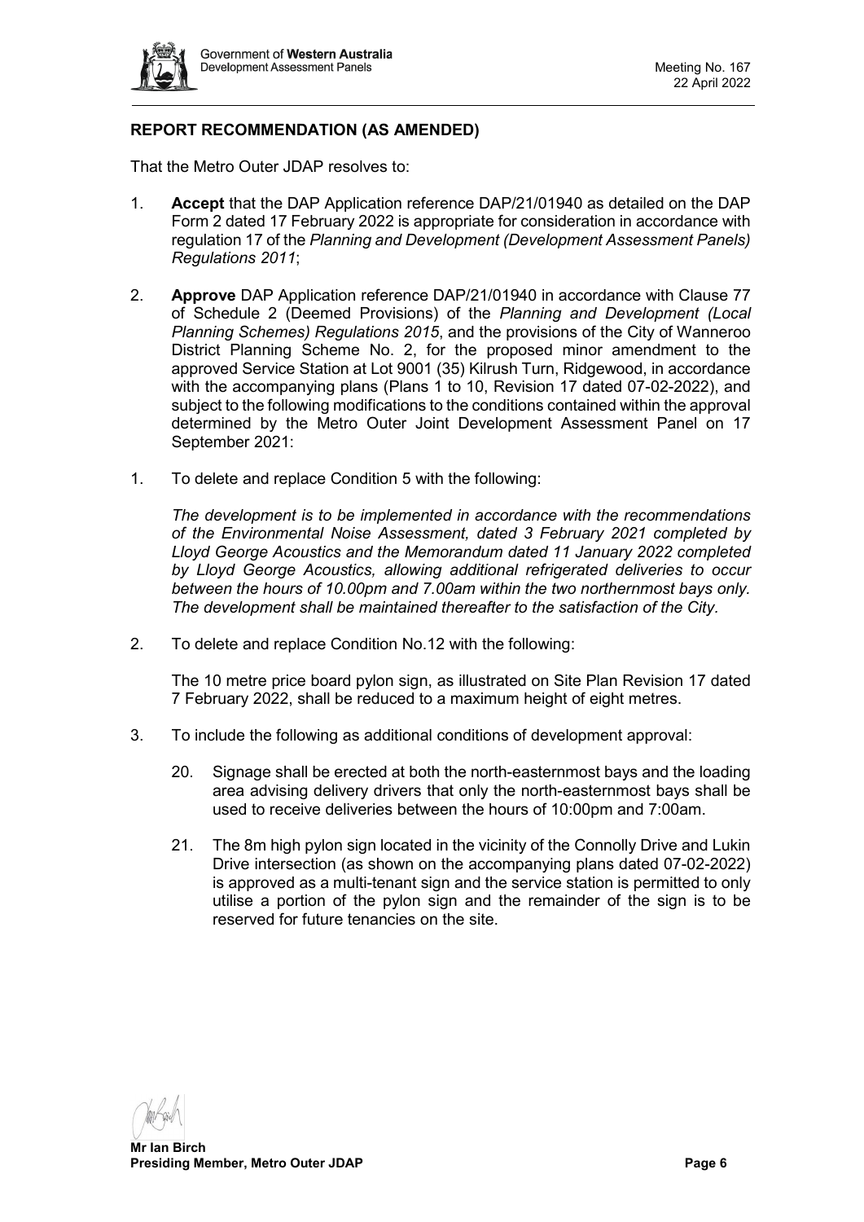## REPORT RECOMMENDATION (AS AMENDED)

That the Metro Outer JDAP resolves to:

1. **Accept** that the DAP Application reference DAP/21/01940 as detailed on the DAP Form 2 dated 17 February 2022 is appropriate for consideration in accordance with regulation 17 of the *Planning and Development (Development Assessment Panels) Regulations 2011*;

2. **Approve** DAP Application reference DAP/21/01940 in accordance with Clause 77 of Schedule 2 (Deemed Provisions) of the *Planning and Development (Local Planning Schemes) Regulations 2015*, and the provisions of the City of Wanneroo District Planning Scheme No. 2, for the proposed minor amendment to the approved Service Station at Lot 9001 (35) Kilrush Turn, Ridgewood, in accordance with the accompanying plans (Plans 1 to 10, Revision 17 dated 07-02-2022), and subject to the following modifications to the conditions contained within the approval determined by the Metro Outer Joint Development Assessment Panel on 17 September 2021:

1. To delete and replace Condition 5 with the following:

   *The development is to be implemented in accordance with the recommendations of the Environmental Noise Assessment, dated 3 February 2021 completed by Lloyd George Acoustics and the Memorandum dated 11 January 2022 completed by Lloyd George Acoustics, allowing additional refrigerated deliveries to occur between the hours of 10.00pm and 7.00am within the two northernmost bays only. The development shall be maintained thereafter to the satisfaction of the City.*

2. To delete and replace Condition No.12 with the following:

   The 10 metre price board pylon sign, as illustrated on Site Plan Revision 17 dated 7 February 2022, shall be reduced to a maximum height of eight metres.

3. To include the following as additional conditions of development approval:

   20. Signage shall be erected at both the north-easternmost bays and the loading area advising delivery drivers that only the north-easternmost bays shall be used to receive deliveries between the hours of 10:00pm and 7:00am.

   21. The 8m high pylon sign located in the vicinity of the Connolly Drive and Lukin Drive intersection (as shown on the accompanying plans dated 07-02-2022) is approved as a multi-tenant sign and the service station is permitted to only utilise a portion of the pylon sign and the remainder of the sign is to be reserved for future tenancies on the site.

**Mr Ian Birch**
**Presiding Member, Metro Outer JDAP**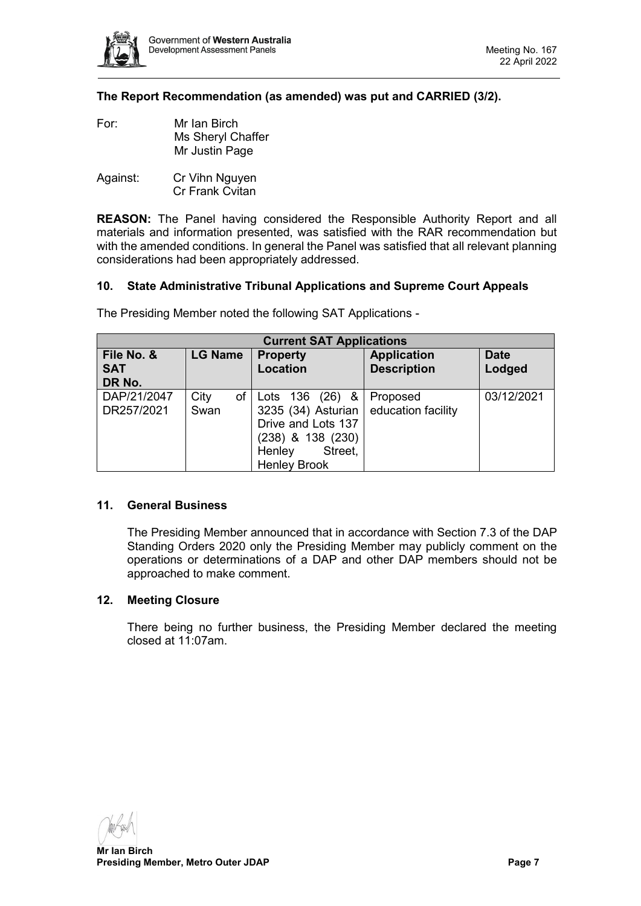**The Report Recommendation (as amended) was put and CARRIED (3/2).**

For: Mr Ian Birch
Ms Sheryl Chaffer
Mr Justin Page

Against: Cr Vihn Nguyen
Cr Frank Cvitan

**REASON:** The Panel having considered the Responsible Authority Report and all materials and information presented, was satisfied with the RAR recommendation but with the amended conditions. In general the Panel was satisfied that all relevant planning considerations had been appropriately addressed.

## 10. State Administrative Tribunal Applications and Supreme Court Appeals

The Presiding Member noted the following SAT Applications -

| Current SAT Applications | | | | |
|---|---|---|---|---|
| **File No. & SAT DR No.** | **LG Name** | **Property Location** | **Application Description** | **Date Lodged** |
| DAP/21/2047 DR257/2021 | City of Swan | Lots 136 (26) & 3235 (34) Asturian Drive and Lots 137 (238) & 138 (230) Henley Street, Henley Brook | Proposed education facility | 03/12/2021 |

## 11. General Business

The Presiding Member announced that in accordance with Section 7.3 of the DAP Standing Orders 2020 only the Presiding Member may publicly comment on the operations or determinations of a DAP and other DAP members should not be approached to make comment.

## 12. Meeting Closure

There being no further business, the Presiding Member declared the meeting closed at 11:07am.

**Mr Ian Birch**
**Presiding Member, Metro Outer JDAP**